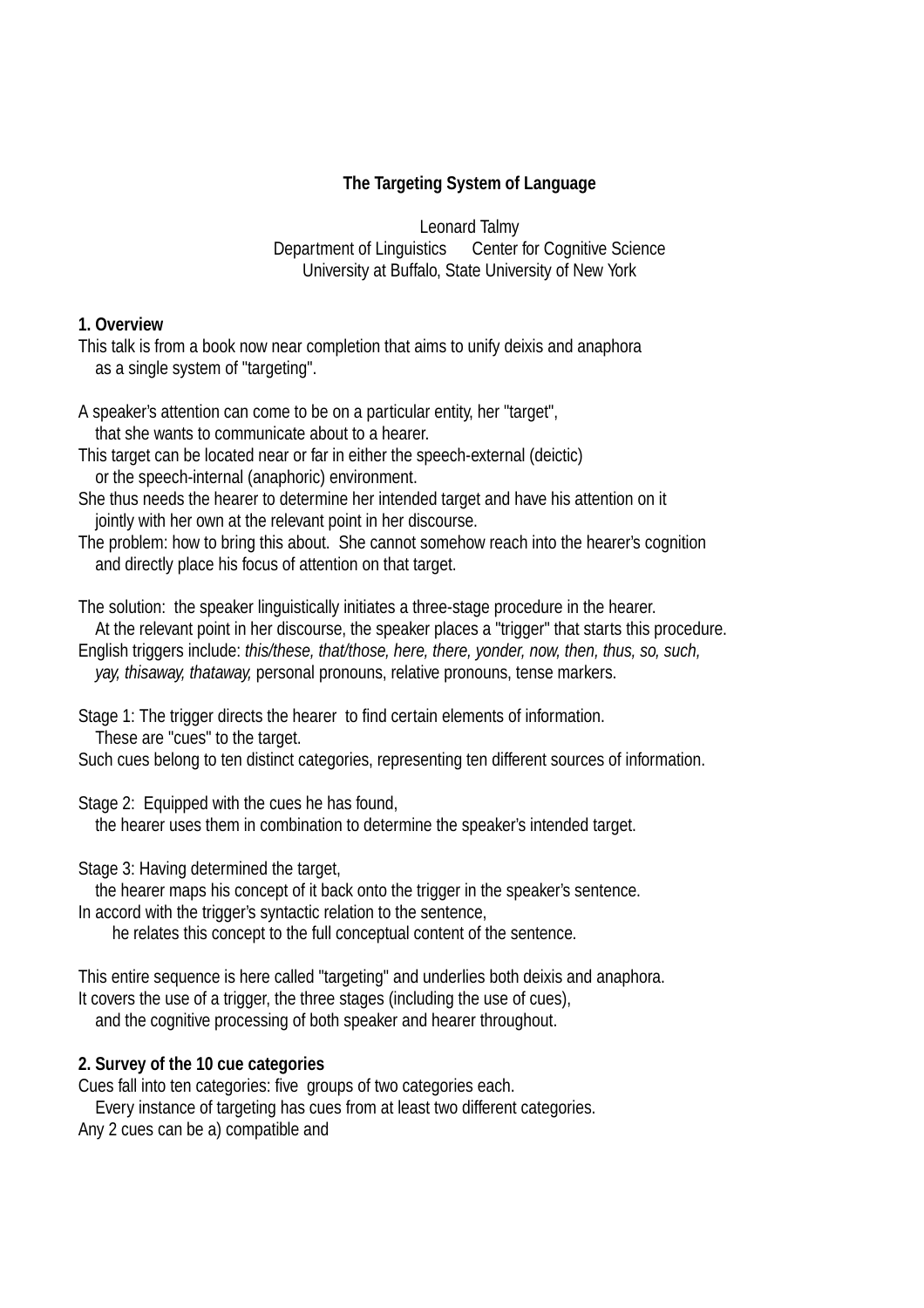# The Targeting System of Language

Leonard Talmy
Department of Linguistics      Center for Cognitive Science
University at Buffalo, State University of New York

## 1. Overview

This talk is from a book now near completion that aims to unify deixis and anaphora
as a single system of "targeting".

A speaker's attention can come to be on a particular entity, her "target",
that she wants to communicate about to a hearer.
This target can be located near or far in either the speech-external (deictic)
or the speech-internal (anaphoric) environment.
She thus needs the hearer to determine her intended target and have his attention on it
jointly with her own at the relevant point in her discourse.
The problem: how to bring this about. She cannot somehow reach into the hearer's cognition
and directly place his focus of attention on that target.

The solution: the speaker linguistically initiates a three-stage procedure in the hearer.
At the relevant point in her discourse, the speaker places a "trigger" that starts this procedure.
English triggers include: *this/these, that/those, here, there, yonder, now, then, thus, so, such, yay, thisaway, thataway,* personal pronouns, relative pronouns, tense markers.

Stage 1: The trigger directs the hearer to find certain elements of information.
These are "cues" to the target.
Such cues belong to ten distinct categories, representing ten different sources of information.

Stage 2: Equipped with the cues he has found,
the hearer uses them in combination to determine the speaker's intended target.

Stage 3: Having determined the target,
the hearer maps his concept of it back onto the trigger in the speaker's sentence.
In accord with the trigger's syntactic relation to the sentence,
he relates this concept to the full conceptual content of the sentence.

This entire sequence is here called "targeting" and underlies both deixis and anaphora.
It covers the use of a trigger, the three stages (including the use of cues),
and the cognitive processing of both speaker and hearer throughout.

## 2. Survey of the 10 cue categories

Cues fall into ten categories: five groups of two categories each.
Every instance of targeting has cues from at least two different categories.
Any 2 cues can be a) compatible and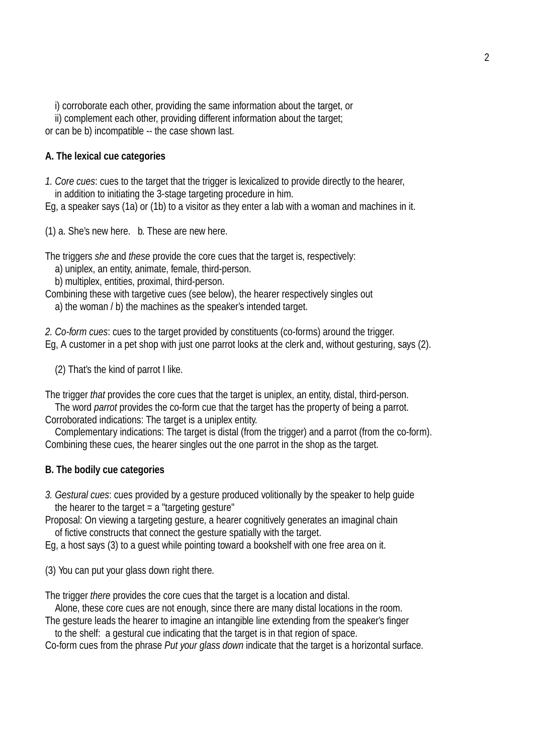i) corroborate each other, providing the same information about the target, or
ii) complement each other, providing different information about the target;
or can be b) incompatible -- the case shown last.

**A. The lexical cue categories**

*1. Core cues*: cues to the target that the trigger is lexicalized to provide directly to the hearer,
in addition to initiating the 3-stage targeting procedure in him.
Eg, a speaker says (1a) or (1b) to a visitor as they enter a lab with a woman and machines in it.

(1) a. She's new here.   b. These are new here.

The triggers *she* and *these* provide the core cues that the target is, respectively:
a) uniplex, an entity, animate, female, third-person.
b) multiplex, entities, proximal, third-person.
Combining these with targetive cues (see below), the hearer respectively singles out
a) the woman / b) the machines as the speaker's intended target.

*2. Co-form cues*: cues to the target provided by constituents (co-forms) around the trigger.
Eg, A customer in a pet shop with just one parrot looks at the clerk and, without gesturing, says (2).

(2) That's the kind of parrot I like.

The trigger *that* provides the core cues that the target is uniplex, an entity, distal, third-person.
The word *parrot* provides the co-form cue that the target has the property of being a parrot.
Corroborated indications: The target is a uniplex entity.
Complementary indications: The target is distal (from the trigger) and a parrot (from the co-form).
Combining these cues, the hearer singles out the one parrot in the shop as the target.

**B. The bodily cue categories**

*3. Gestural cues*: cues provided by a gesture produced volitionally by the speaker to help guide
the hearer to the target = a "targeting gesture"
Proposal: On viewing a targeting gesture, a hearer cognitively generates an imaginal chain
of fictive constructs that connect the gesture spatially with the target.
Eg, a host says (3) to a guest while pointing toward a bookshelf with one free area on it.

(3) You can put your glass down right there.

The trigger *there* provides the core cues that the target is a location and distal.
Alone, these core cues are not enough, since there are many distal locations in the room.
The gesture leads the hearer to imagine an intangible line extending from the speaker's finger
to the shelf: a gestural cue indicating that the target is in that region of space.
Co-form cues from the phrase *Put your glass down* indicate that the target is a horizontal surface.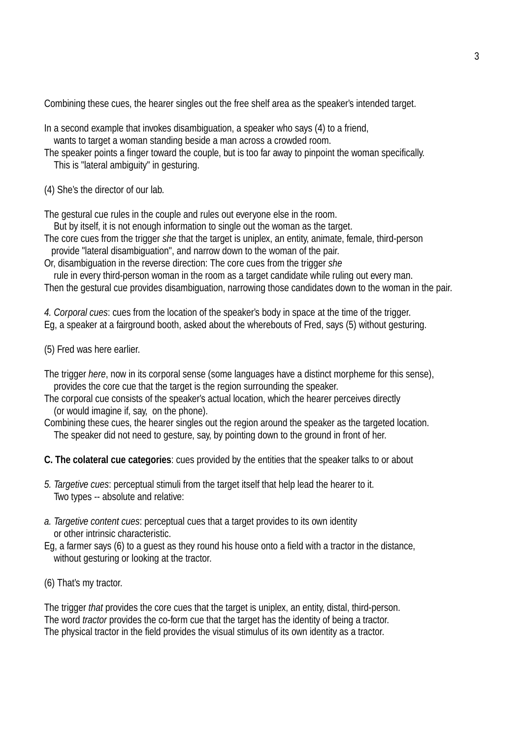Combining these cues, the hearer singles out the free shelf area as the speaker's intended target.

In a second example that invokes disambiguation, a speaker who says (4) to a friend,
wants to target a woman standing beside a man across a crowded room.
The speaker points a finger toward the couple, but is too far away to pinpoint the woman specifically.
This is "lateral ambiguity" in gesturing.

(4) She's the director of our lab.

The gestural cue rules in the couple and rules out everyone else in the room.
But by itself, it is not enough information to single out the woman as the target.
The core cues from the trigger *she* that the target is uniplex, an entity, animate, female, third-person
provide "lateral disambiguation", and narrow down to the woman of the pair.
Or, disambiguation in the reverse direction: The core cues from the trigger *she*
rule in every third-person woman in the room as a target candidate while ruling out every man.
Then the gestural cue provides disambiguation, narrowing those candidates down to the woman in the pair.

*4. Corporal cues*: cues from the location of the speaker's body in space at the time of the trigger.
Eg, a speaker at a fairground booth, asked about the wherebouts of Fred, says (5) without gesturing.

(5) Fred was here earlier.

The trigger *here*, now in its corporal sense (some languages have a distinct morpheme for this sense),
provides the core cue that the target is the region surrounding the speaker.
The corporal cue consists of the speaker's actual location, which the hearer perceives directly
(or would imagine if, say, on the phone).
Combining these cues, the hearer singles out the region around the speaker as the targeted location.
The speaker did not need to gesture, say, by pointing down to the ground in front of her.

**C. The colateral cue categories**: cues provided by the entities that the speaker talks to or about

*5. Targetive cues*: perceptual stimuli from the target itself that help lead the hearer to it.
Two types -- absolute and relative:

*a. Targetive content cues*: perceptual cues that a target provides to its own identity
or other intrinsic characteristic.
Eg, a farmer says (6) to a guest as they round his house onto a field with a tractor in the distance,
without gesturing or looking at the tractor.

(6) That's my tractor.

The trigger *that* provides the core cues that the target is uniplex, an entity, distal, third-person.
The word *tractor* provides the co-form cue that the target has the identity of being a tractor.
The physical tractor in the field provides the visual stimulus of its own identity as a tractor.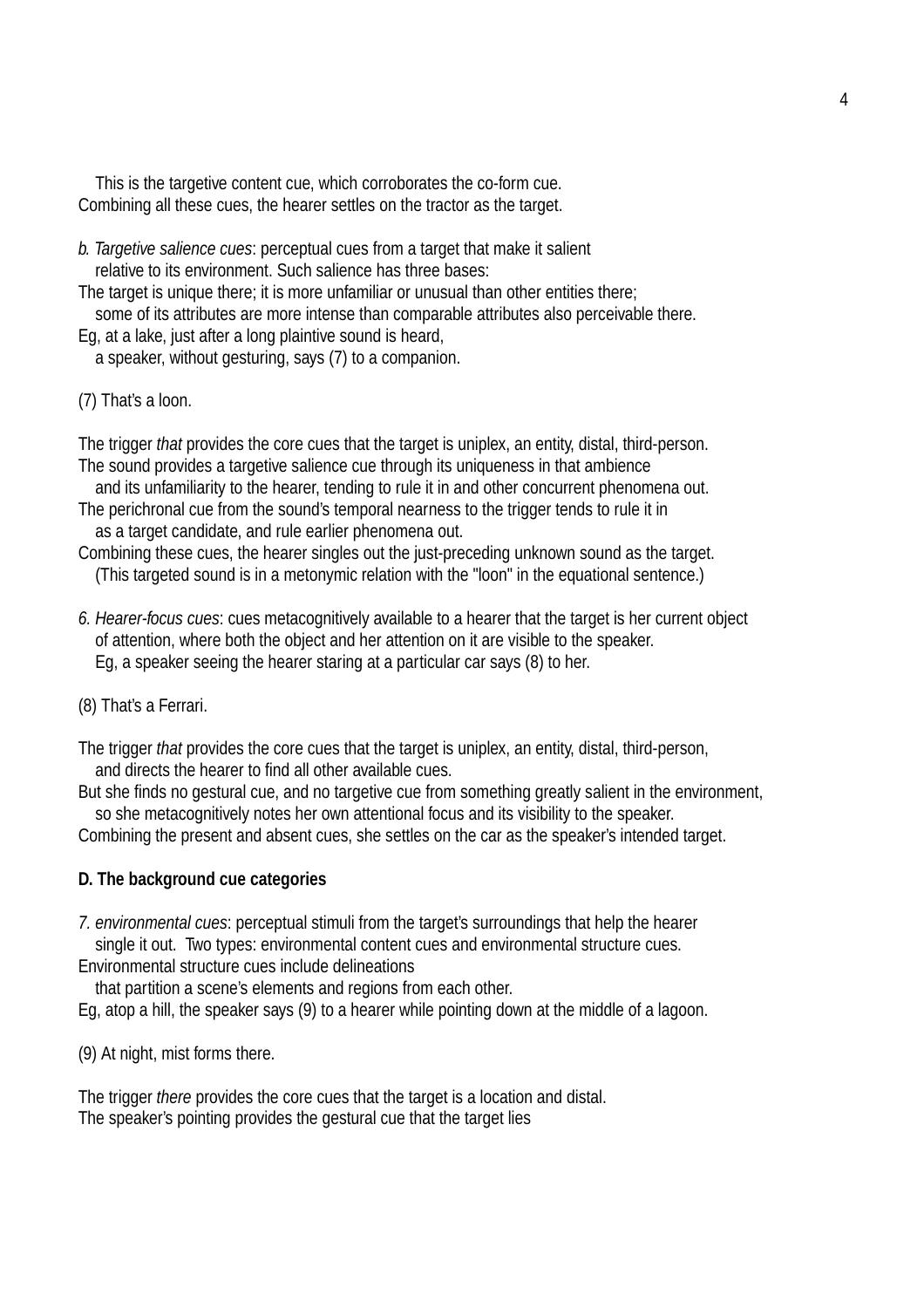This is the targetive content cue, which corroborates the co-form cue.
Combining all these cues, the hearer settles on the tractor as the target.

*b. Targetive salience cues*: perceptual cues from a target that make it salient relative to its environment. Such salience has three bases:
The target is unique there; it is more unfamiliar or unusual than other entities there; some of its attributes are more intense than comparable attributes also perceivable there.
Eg, at a lake, just after a long plaintive sound is heard, a speaker, without gesturing, says (7) to a companion.

(7) That's a loon.

The trigger *that* provides the core cues that the target is uniplex, an entity, distal, third-person.
The sound provides a targetive salience cue through its uniqueness in that ambience and its unfamiliarity to the hearer, tending to rule it in and other concurrent phenomena out.
The perichronal cue from the sound's temporal nearness to the trigger tends to rule it in as a target candidate, and rule earlier phenomena out.
Combining these cues, the hearer singles out the just-preceding unknown sound as the target. (This targeted sound is in a metonymic relation with the "loon" in the equational sentence.)

*6. Hearer-focus cues*: cues metacognitively available to a hearer that the target is her current object of attention, where both the object and her attention on it are visible to the speaker. Eg, a speaker seeing the hearer staring at a particular car says (8) to her.

(8) That's a Ferrari.

The trigger *that* provides the core cues that the target is uniplex, an entity, distal, third-person, and directs the hearer to find all other available cues.
But she finds no gestural cue, and no targetive cue from something greatly salient in the environment, so she metacognitively notes her own attentional focus and its visibility to the speaker.
Combining the present and absent cues, she settles on the car as the speaker's intended target.

**D. The background cue categories**

*7. environmental cues*: perceptual stimuli from the target's surroundings that help the hearer single it out. Two types: environmental content cues and environmental structure cues.
Environmental structure cues include delineations that partition a scene's elements and regions from each other.
Eg, atop a hill, the speaker says (9) to a hearer while pointing down at the middle of a lagoon.

(9) At night, mist forms there.

The trigger *there* provides the core cues that the target is a location and distal.
The speaker's pointing provides the gestural cue that the target lies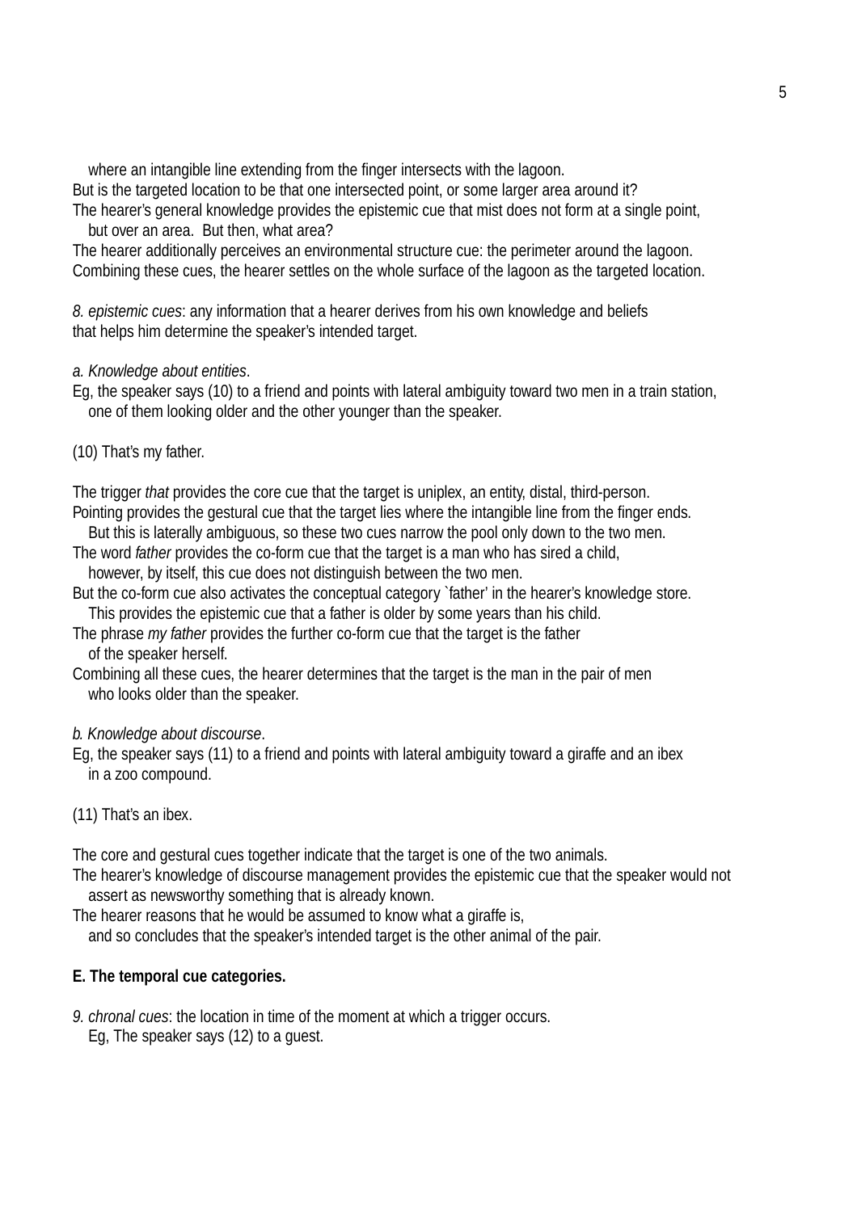where an intangible line extending from the finger intersects with the lagoon.
But is the targeted location to be that one intersected point, or some larger area around it?
The hearer's general knowledge provides the epistemic cue that mist does not form at a single point, but over an area. But then, what area?
The hearer additionally perceives an environmental structure cue: the perimeter around the lagoon.
Combining these cues, the hearer settles on the whole surface of the lagoon as the targeted location.

*8. epistemic cues*: any information that a hearer derives from his own knowledge and beliefs that helps him determine the speaker's intended target.

*a. Knowledge about entities*.
Eg, the speaker says (10) to a friend and points with lateral ambiguity toward two men in a train station, one of them looking older and the other younger than the speaker.

(10) That's my father.

The trigger *that* provides the core cue that the target is uniplex, an entity, distal, third-person.
Pointing provides the gestural cue that the target lies where the intangible line from the finger ends. But this is laterally ambiguous, so these two cues narrow the pool only down to the two men.
The word *father* provides the co-form cue that the target is a man who has sired a child, however, by itself, this cue does not distinguish between the two men.
But the co-form cue also activates the conceptual category `father' in the hearer's knowledge store. This provides the epistemic cue that a father is older by some years than his child.
The phrase *my father* provides the further co-form cue that the target is the father of the speaker herself.
Combining all these cues, the hearer determines that the target is the man in the pair of men who looks older than the speaker.

*b. Knowledge about discourse*.
Eg, the speaker says (11) to a friend and points with lateral ambiguity toward a giraffe and an ibex in a zoo compound.

(11) That's an ibex.

The core and gestural cues together indicate that the target is one of the two animals.
The hearer's knowledge of discourse management provides the epistemic cue that the speaker would not assert as newsworthy something that is already known.
The hearer reasons that he would be assumed to know what a giraffe is, and so concludes that the speaker's intended target is the other animal of the pair.

**E. The temporal cue categories.**

*9. chronal cues*: the location in time of the moment at which a trigger occurs.
Eg, The speaker says (12) to a guest.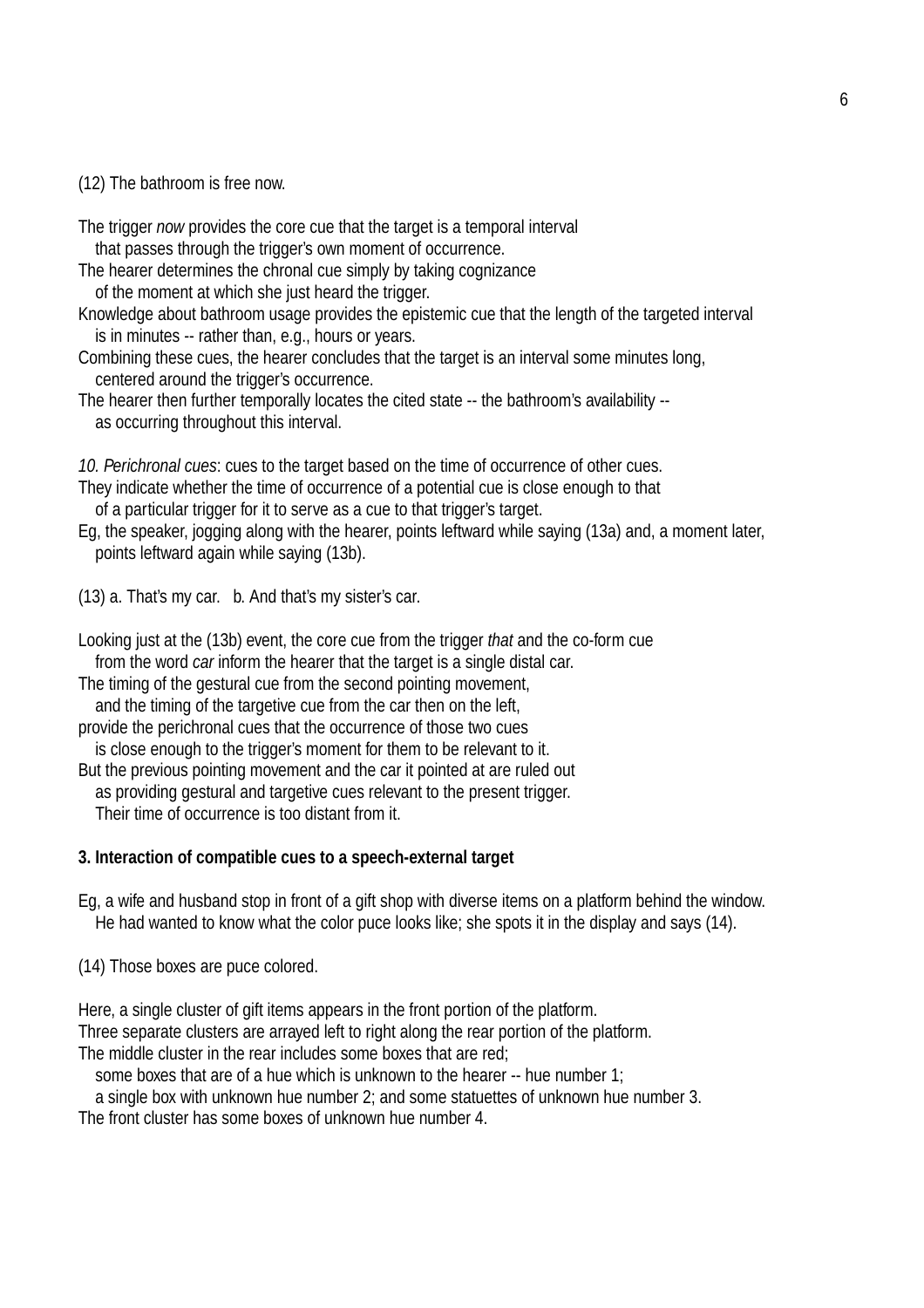(12) The bathroom is free now.

The trigger *now* provides the core cue that the target is a temporal interval
that passes through the trigger's own moment of occurrence.
The hearer determines the chronal cue simply by taking cognizance
of the moment at which she just heard the trigger.
Knowledge about bathroom usage provides the epistemic cue that the length of the targeted interval
is in minutes -- rather than, e.g., hours or years.
Combining these cues, the hearer concludes that the target is an interval some minutes long,
centered around the trigger's occurrence.
The hearer then further temporally locates the cited state -- the bathroom's availability --
as occurring throughout this interval.

*10. Perichronal cues*: cues to the target based on the time of occurrence of other cues.
They indicate whether the time of occurrence of a potential cue is close enough to that
of a particular trigger for it to serve as a cue to that trigger's target.
Eg, the speaker, jogging along with the hearer, points leftward while saying (13a) and, a moment later,
points leftward again while saying (13b).

(13) a. That's my car.   b. And that's my sister's car.

Looking just at the (13b) event, the core cue from the trigger *that* and the co-form cue
from the word *car* inform the hearer that the target is a single distal car.
The timing of the gestural cue from the second pointing movement,
and the timing of the targetive cue from the car then on the left,
provide the perichronal cues that the occurrence of those two cues
is close enough to the trigger's moment for them to be relevant to it.
But the previous pointing movement and the car it pointed at are ruled out
as providing gestural and targetive cues relevant to the present trigger.
Their time of occurrence is too distant from it.

**3. Interaction of compatible cues to a speech-external target**

Eg, a wife and husband stop in front of a gift shop with diverse items on a platform behind the window.
He had wanted to know what the color puce looks like; she spots it in the display and says (14).

(14) Those boxes are puce colored.

Here, a single cluster of gift items appears in the front portion of the platform.
Three separate clusters are arrayed left to right along the rear portion of the platform.
The middle cluster in the rear includes some boxes that are red;
some boxes that are of a hue which is unknown to the hearer -- hue number 1;
a single box with unknown hue number 2; and some statuettes of unknown hue number 3.
The front cluster has some boxes of unknown hue number 4.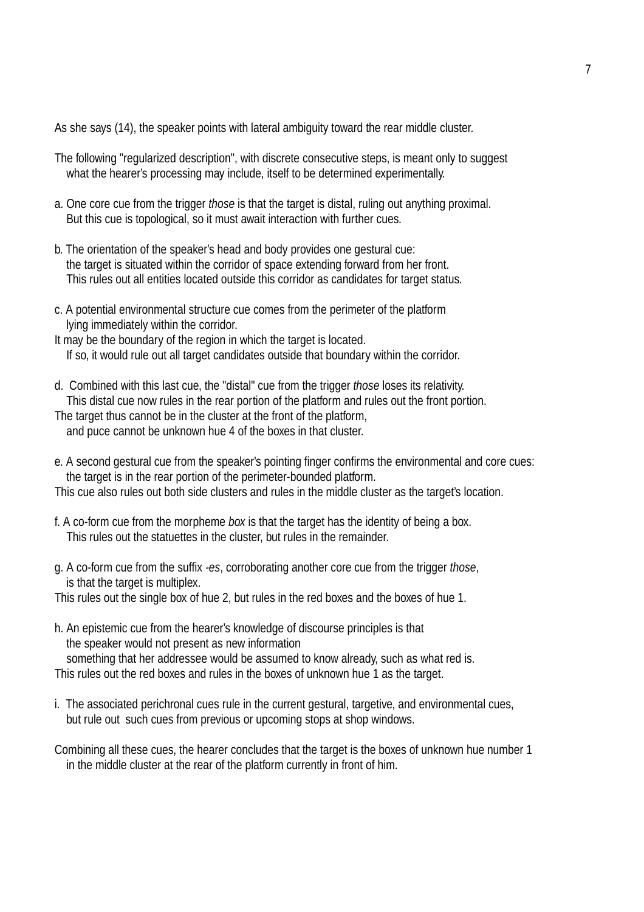As she says (14), the speaker points with lateral ambiguity toward the rear middle cluster.

The following "regularized description", with discrete consecutive steps, is meant only to suggest what the hearer's processing may include, itself to be determined experimentally.

a. One core cue from the trigger *those* is that the target is distal, ruling out anything proximal. But this cue is topological, so it must await interaction with further cues.

b. The orientation of the speaker's head and body provides one gestural cue: the target is situated within the corridor of space extending forward from her front. This rules out all entities located outside this corridor as candidates for target status.

c. A potential environmental structure cue comes from the perimeter of the platform lying immediately within the corridor.
It may be the boundary of the region in which the target is located. If so, it would rule out all target candidates outside that boundary within the corridor.

d. Combined with this last cue, the "distal" cue from the trigger *those* loses its relativity. This distal cue now rules in the rear portion of the platform and rules out the front portion.
The target thus cannot be in the cluster at the front of the platform, and puce cannot be unknown hue 4 of the boxes in that cluster.

e. A second gestural cue from the speaker's pointing finger confirms the environmental and core cues: the target is in the rear portion of the perimeter-bounded platform.
This cue also rules out both side clusters and rules in the middle cluster as the target's location.

f. A co-form cue from the morpheme *box* is that the target has the identity of being a box. This rules out the statuettes in the cluster, but rules in the remainder.

g. A co-form cue from the suffix *-es*, corroborating another core cue from the trigger *those*, is that the target is multiplex.
This rules out the single box of hue 2, but rules in the red boxes and the boxes of hue 1.

h. An epistemic cue from the hearer's knowledge of discourse principles is that the speaker would not present as new information something that her addressee would be assumed to know already, such as what red is.
This rules out the red boxes and rules in the boxes of unknown hue 1 as the target.

i. The associated perichronal cues rule in the current gestural, targetive, and environmental cues, but rule out such cues from previous or upcoming stops at shop windows.

Combining all these cues, the hearer concludes that the target is the boxes of unknown hue number 1 in the middle cluster at the rear of the platform currently in front of him.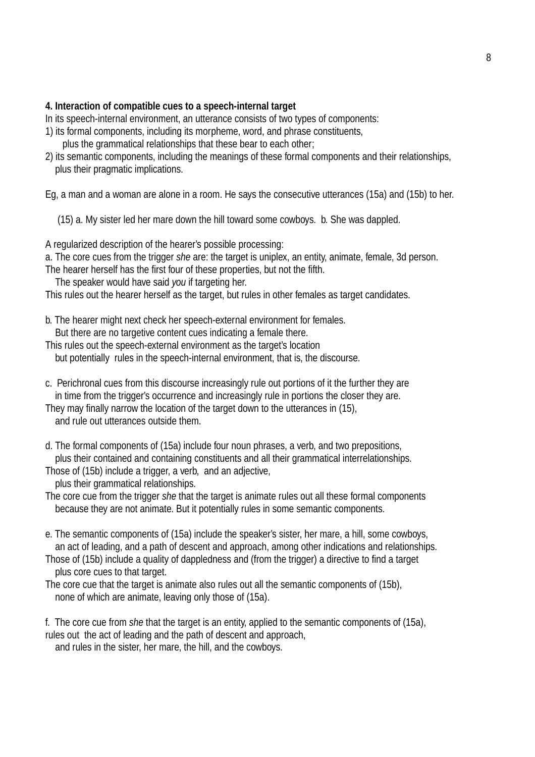**4. Interaction of compatible cues to a speech-internal target**

In its speech-internal environment, an utterance consists of two types of components:

1) its formal components, including its morpheme, word, and phrase constituents,
   plus the grammatical relationships that these bear to each other;
2) its semantic components, including the meanings of these formal components and their relationships,
   plus their pragmatic implications.

Eg, a man and a woman are alone in a room. He says the consecutive utterances (15a) and (15b) to her.

(15) a. My sister led her mare down the hill toward some cowboys. b. She was dappled.

A regularized description of the hearer's possible processing:

a. The core cues from the trigger *she* are: the target is uniplex, an entity, animate, female, 3d person.
The hearer herself has the first four of these properties, but not the fifth.
   The speaker would have said *you* if targeting her.
This rules out the hearer herself as the target, but rules in other females as target candidates.

b. The hearer might next check her speech-external environment for females.
   But there are no targetive content cues indicating a female there.
This rules out the speech-external environment as the target's location
   but potentially rules in the speech-internal environment, that is, the discourse.

c. Perichronal cues from this discourse increasingly rule out portions of it the further they are
   in time from the trigger's occurrence and increasingly rule in portions the closer they are.
They may finally narrow the location of the target down to the utterances in (15),
   and rule out utterances outside them.

d. The formal components of (15a) include four noun phrases, a verb, and two prepositions,
   plus their contained and containing constituents and all their grammatical interrelationships.
Those of (15b) include a trigger, a verb, and an adjective,
   plus their grammatical relationships.
The core cue from the trigger *she* that the target is animate rules out all these formal components
   because they are not animate. But it potentially rules in some semantic components.

e. The semantic components of (15a) include the speaker's sister, her mare, a hill, some cowboys,
   an act of leading, and a path of descent and approach, among other indications and relationships.
Those of (15b) include a quality of dappledness and (from the trigger) a directive to find a target
   plus core cues to that target.
The core cue that the target is animate also rules out all the semantic components of (15b),
   none of which are animate, leaving only those of (15a).

f. The core cue from *she* that the target is an entity, applied to the semantic components of (15a),
rules out the act of leading and the path of descent and approach,
   and rules in the sister, her mare, the hill, and the cowboys.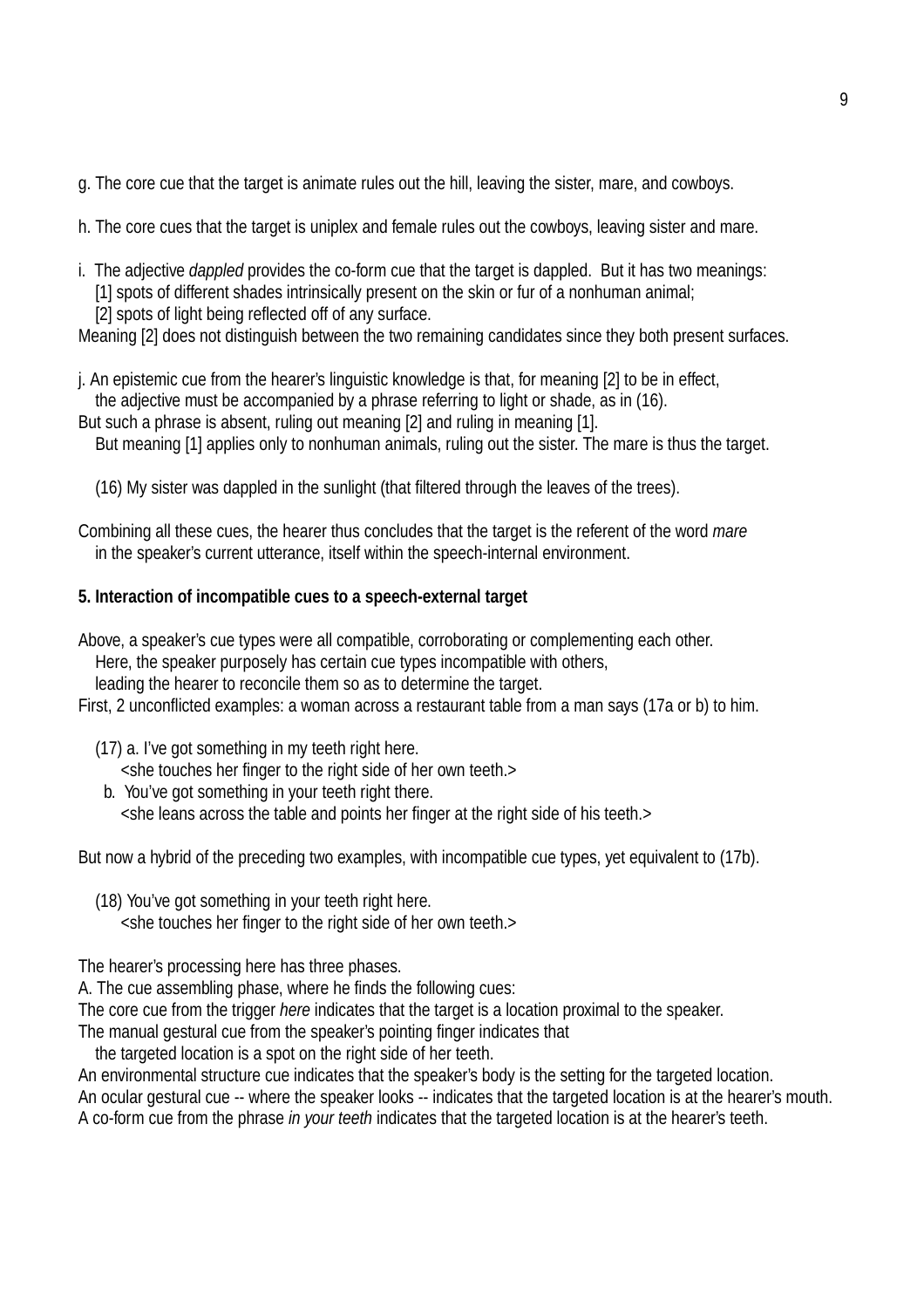g. The core cue that the target is animate rules out the hill, leaving the sister, mare, and cowboys.

h. The core cues that the target is uniplex and female rules out the cowboys, leaving sister and mare.

i. The adjective *dappled* provides the co-form cue that the target is dappled. But it has two meanings:
   [1] spots of different shades intrinsically present on the skin or fur of a nonhuman animal;
   [2] spots of light being reflected off of any surface.
Meaning [2] does not distinguish between the two remaining candidates since they both present surfaces.

j. An epistemic cue from the hearer's linguistic knowledge is that, for meaning [2] to be in effect,
   the adjective must be accompanied by a phrase referring to light or shade, as in (16).
But such a phrase is absent, ruling out meaning [2] and ruling in meaning [1].
   But meaning [1] applies only to nonhuman animals, ruling out the sister. The mare is thus the target.

   (16) My sister was dappled in the sunlight (that filtered through the leaves of the trees).

Combining all these cues, the hearer thus concludes that the target is the referent of the word *mare*
   in the speaker's current utterance, itself within the speech-internal environment.

**5. Interaction of incompatible cues to a speech-external target**

Above, a speaker's cue types were all compatible, corroborating or complementing each other.
   Here, the speaker purposely has certain cue types incompatible with others,
   leading the hearer to reconcile them so as to determine the target.
First, 2 unconflicted examples: a woman across a restaurant table from a man says (17a or b) to him.

   (17) a. I've got something in my teeth right here.
         <she touches her finger to the right side of her own teeth.>
      b. You've got something in your teeth right there.
         <she leans across the table and points her finger at the right side of his teeth.>

But now a hybrid of the preceding two examples, with incompatible cue types, yet equivalent to (17b).

   (18) You've got something in your teeth right here.
         <she touches her finger to the right side of her own teeth.>

The hearer's processing here has three phases.
A. The cue assembling phase, where he finds the following cues:
The core cue from the trigger *here* indicates that the target is a location proximal to the speaker.
The manual gestural cue from the speaker's pointing finger indicates that
   the targeted location is a spot on the right side of her teeth.
An environmental structure cue indicates that the speaker's body is the setting for the targeted location.
An ocular gestural cue -- where the speaker looks -- indicates that the targeted location is at the hearer's mouth.
A co-form cue from the phrase *in your teeth* indicates that the targeted location is at the hearer's teeth.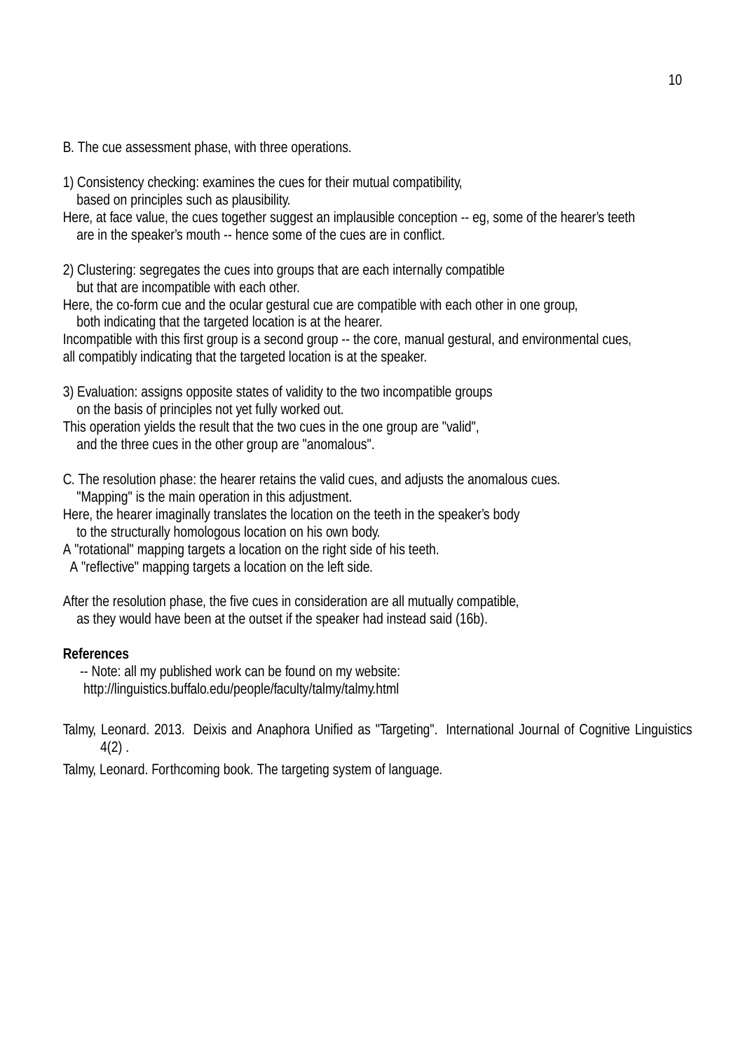B. The cue assessment phase, with three operations.

1) Consistency checking: examines the cues for their mutual compatibility,
   based on principles such as plausibility.

Here, at face value, the cues together suggest an implausible conception -- eg, some of the hearer's teeth
   are in the speaker's mouth -- hence some of the cues are in conflict.

2) Clustering: segregates the cues into groups that are each internally compatible
   but that are incompatible with each other.

Here, the co-form cue and the ocular gestural cue are compatible with each other in one group,
   both indicating that the targeted location is at the hearer.

Incompatible with this first group is a second group -- the core, manual gestural, and environmental cues,
all compatibly indicating that the targeted location is at the speaker.

3) Evaluation: assigns opposite states of validity to the two incompatible groups
   on the basis of principles not yet fully worked out.

This operation yields the result that the two cues in the one group are "valid",
   and the three cues in the other group are "anomalous".

C. The resolution phase: the hearer retains the valid cues, and adjusts the anomalous cues.
   "Mapping" is the main operation in this adjustment.

Here, the hearer imaginally translates the location on the teeth in the speaker's body
   to the structurally homologous location on his own body.

A "rotational" mapping targets a location on the right side of his teeth.
  A "reflective" mapping targets a location on the left side.

After the resolution phase, the five cues in consideration are all mutually compatible,
   as they would have been at the outset if the speaker had instead said (16b).

**References**

-- Note: all my published work can be found on my website:
http://linguistics.buffalo.edu/people/faculty/talmy/talmy.html

Talmy, Leonard. 2013. Deixis and Anaphora Unified as "Targeting". International Journal of Cognitive Linguistics 4(2) .

Talmy, Leonard. Forthcoming book. The targeting system of language.